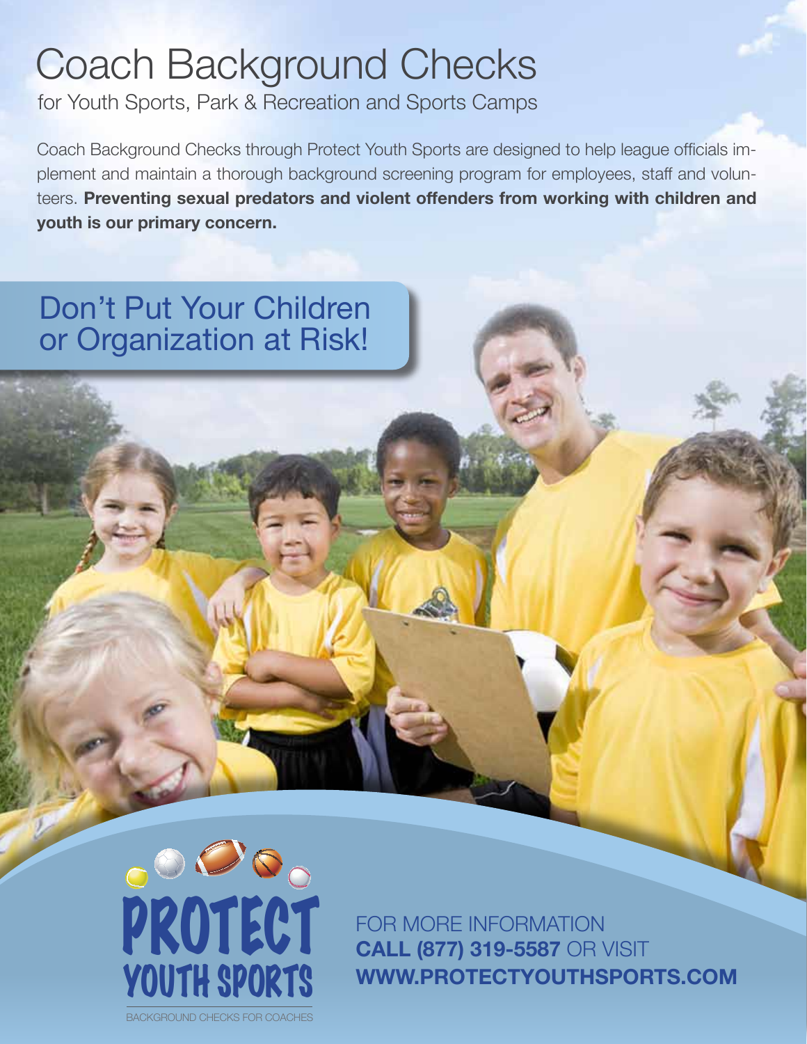# Coach Background Checks

for Youth Sports, Park & Recreation and Sports Camps

Coach Background Checks through Protect Youth Sports are designed to help league officials implement and maintain a thorough background screening program for employees, staff and volunteers. **Preventing sexual predators and violent offenders from working with children and youth is our primary concern.**

## Don't Put Your Children or Organization at Risk!

PROTECT YOUTH SPORTS

BACKGROUND CHECKS FOR COACHES

FOR MORE INFORMATION
**CALL (877) 319-5587** OR VISIT
**WWW.PROTECTYOUTHSPORTS.COM**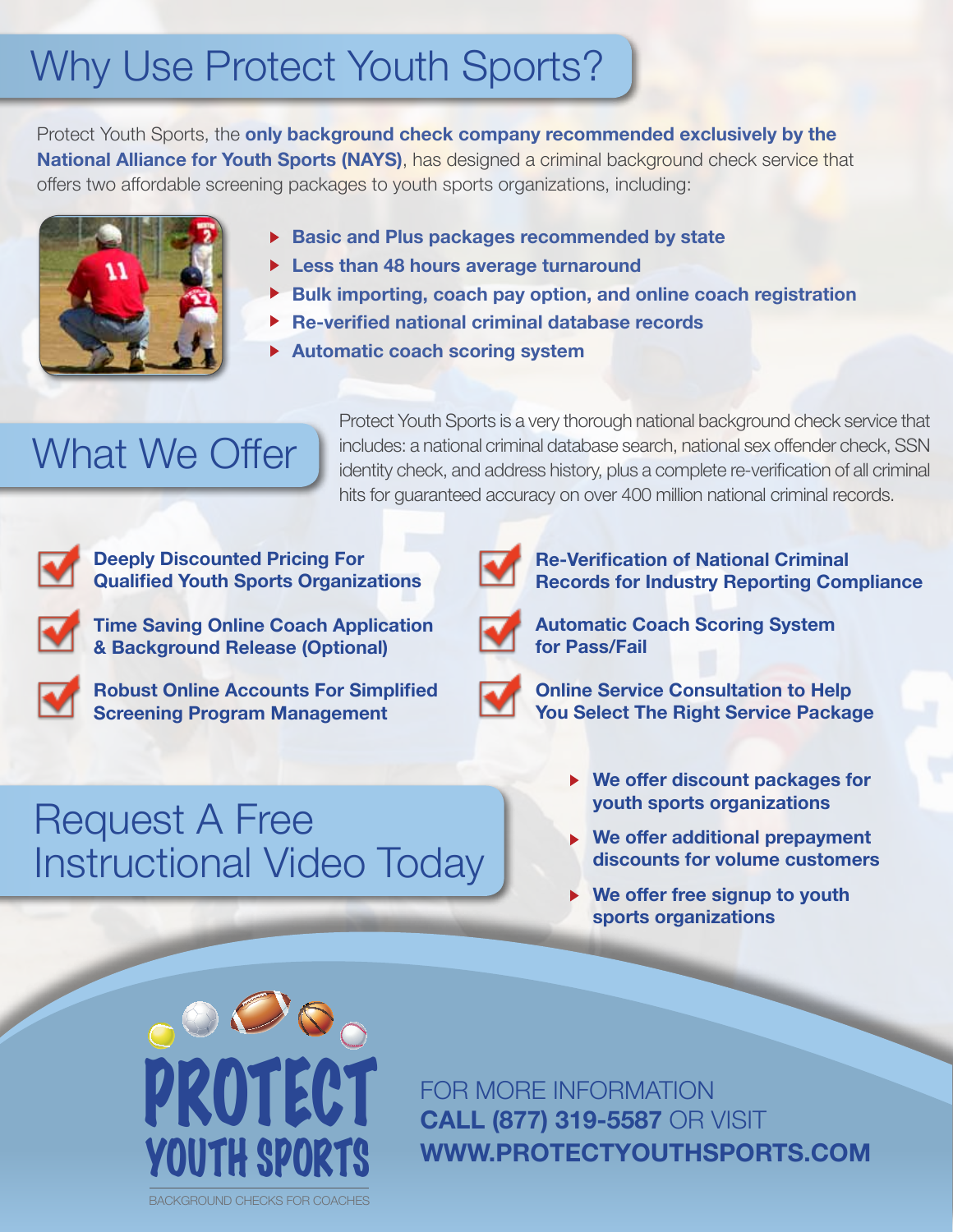# Why Use Protect Youth Sports?

Protect Youth Sports, the **only background check company recommended exclusively by the National Alliance for Youth Sports (NAYS)**, has designed a criminal background check service that offers two affordable screening packages to youth sports organizations, including:

- **Basic and Plus packages recommended by state**
- **Less than 48 hours average turnaround**
- **Bulk importing, coach pay option, and online coach registration**
- **Re-verified national criminal database records**
- **Automatic coach scoring system**

# What We Offer

Protect Youth Sports is a very thorough national background check service that includes: a national criminal database search, national sex offender check, SSN identity check, and address history, plus a complete re-verification of all criminal hits for guaranteed accuracy on over 400 million national criminal records.

- **Deeply Discounted Pricing For Qualified Youth Sports Organizations**
- **Time Saving Online Coach Application & Background Release (Optional)**
- **Robust Online Accounts For Simplified Screening Program Management**
- **Re-Verification of National Criminal Records for Industry Reporting Compliance**
- **Automatic Coach Scoring System for Pass/Fail**
- **Online Service Consultation to Help You Select The Right Service Package**

# Request A Free Instructional Video Today

- **We offer discount packages for youth sports organizations**
- **We offer additional prepayment discounts for volume customers**
- **We offer free signup to youth sports organizations**

PROTECT YOUTH SPORTS

BACKGROUND CHECKS FOR COACHES

FOR MORE INFORMATION
**CALL (877) 319-5587** OR VISIT
**WWW.PROTECTYOUTHSPORTS.COM**